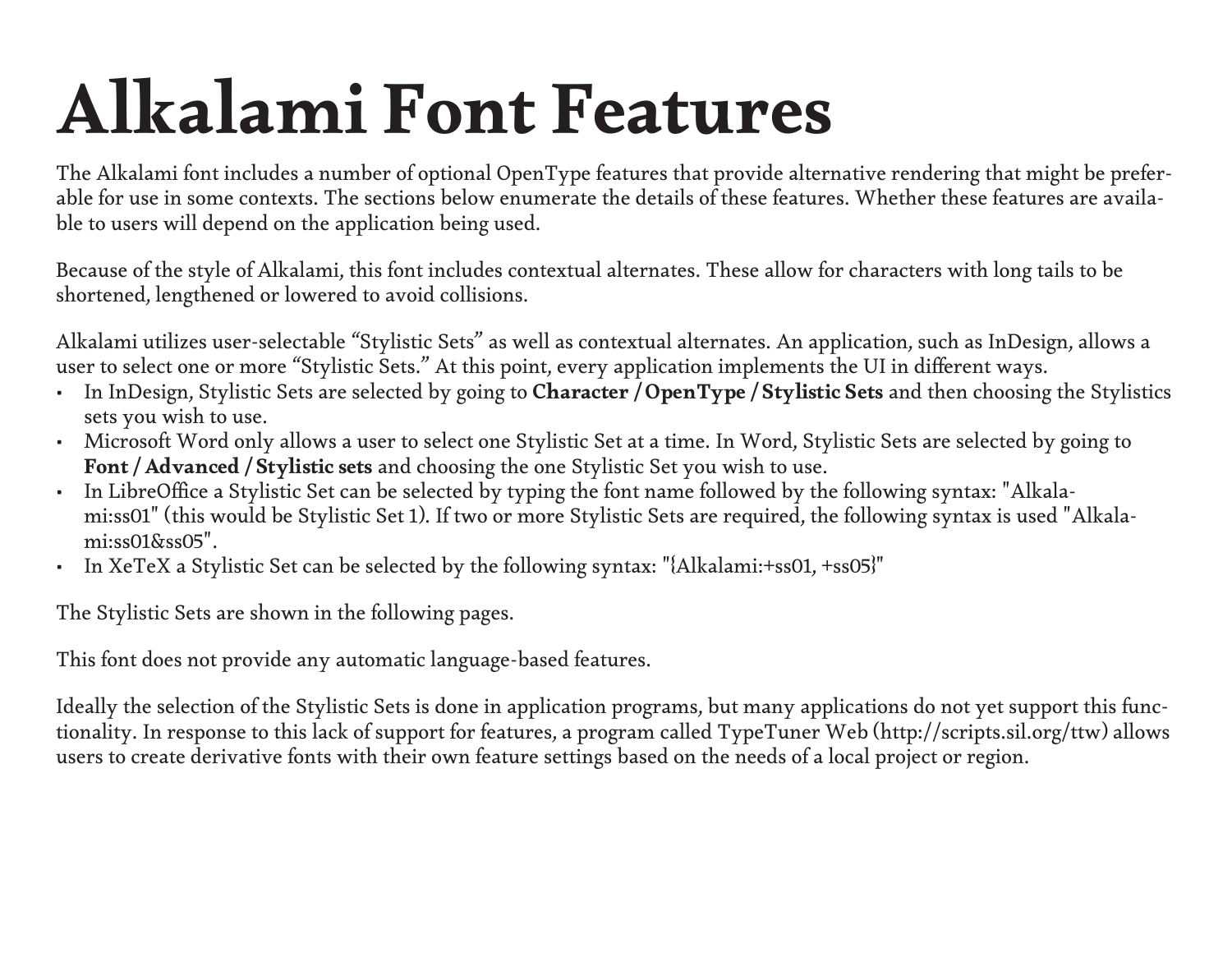# Alkalami Font Features

The Alkalami font includes a number of optional OpenType features that provide alternative rendering that might be preferable for use in some contexts. The sections below enumerate the details of these features. Whether these features are available to users will depend on the application being used.

Because of the style of Alkalami, this font includes contextual alternates. These allow for characters with long tails to be shortened, lengthened or lowered to avoid collisions.

Alkalami utilizes user-selectable "Stylistic Sets" as well as contextual alternates. An application, such as InDesign, allows a user to select one or more "Stylistic Sets." At this point, every application implements the UI in different ways.

- In InDesign, Stylistic Sets are selected by going to **Character / OpenType / Stylistic Sets** and then choosing the Stylistics sets you wish to use.
- Microsoft Word only allows a user to select one Stylistic Set at a time. In Word, Stylistic Sets are selected by going to **Font / Advanced / Stylistic sets** and choosing the one Stylistic Set you wish to use.
- In LibreOffice a Stylistic Set can be selected by typing the font name followed by the following syntax: "Alkalami:ss01" (this would be Stylistic Set 1). If two or more Stylistic Sets are required, the following syntax is used "Alkalami:ss01&ss05".
- In XeTeX a Stylistic Set can be selected by the following syntax: "{Alkalami:+ss01, +ss05}"

The Stylistic Sets are shown in the following pages.

This font does not provide any automatic language-based features.

Ideally the selection of the Stylistic Sets is done in application programs, but many applications do not yet support this functionality. In response to this lack of support for features, a program called TypeTuner Web (http://scripts.sil.org/ttw) allows users to create derivative fonts with their own feature settings based on the needs of a local project or region.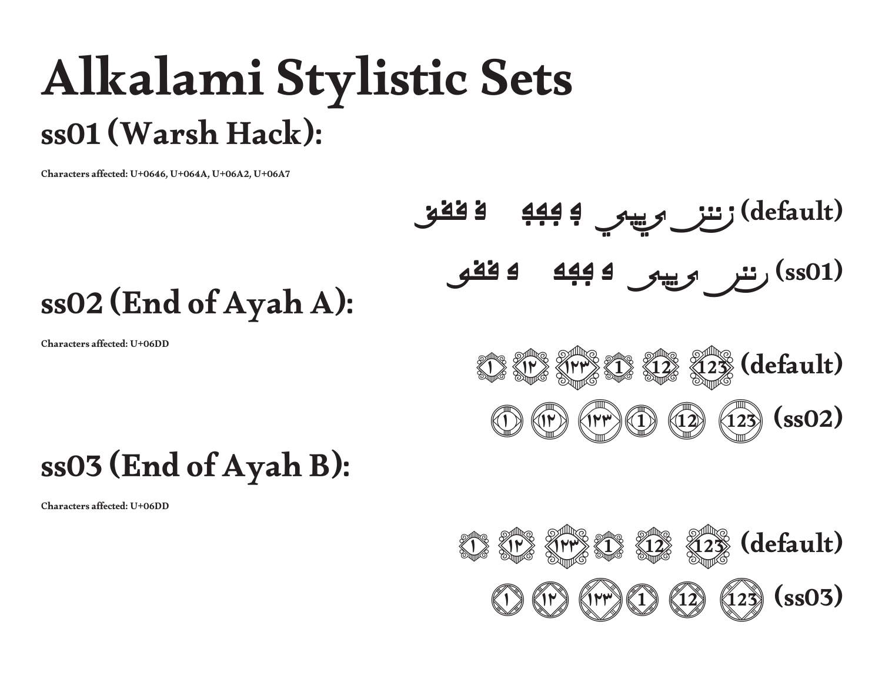# Alkalami Stylistic Sets

## ss01 (Warsh Hack):

Characters affected: U+0646, U+064A, U+06A2, U+06A7

ࢽ ڢڢڢ ڽ ٮٮٮ ى ىىى ں ںںں (default)

ڤ ڢڢڢ ٮ ٮٮٮ ى ىىى ں ںںں (ss01)

## ss02 (End of Ayah A):

Characters affected: U+06DD

۝١ ۝١٢ ۝١٢٣ ۝1 ۝12 ۝123 (default)

۝١ ۝١٢ ۝١٢٣ ۝1 ۝12 ۝123 (ss02)

## ss03 (End of Ayah B):

Characters affected: U+06DD

۝١ ۝١٢ ۝١٢٣ ۝1 ۝12 ۝123 (default)

۝١ ۝١٢ ۝١٢٣ ۝1 ۝12 ۝123 (ss03)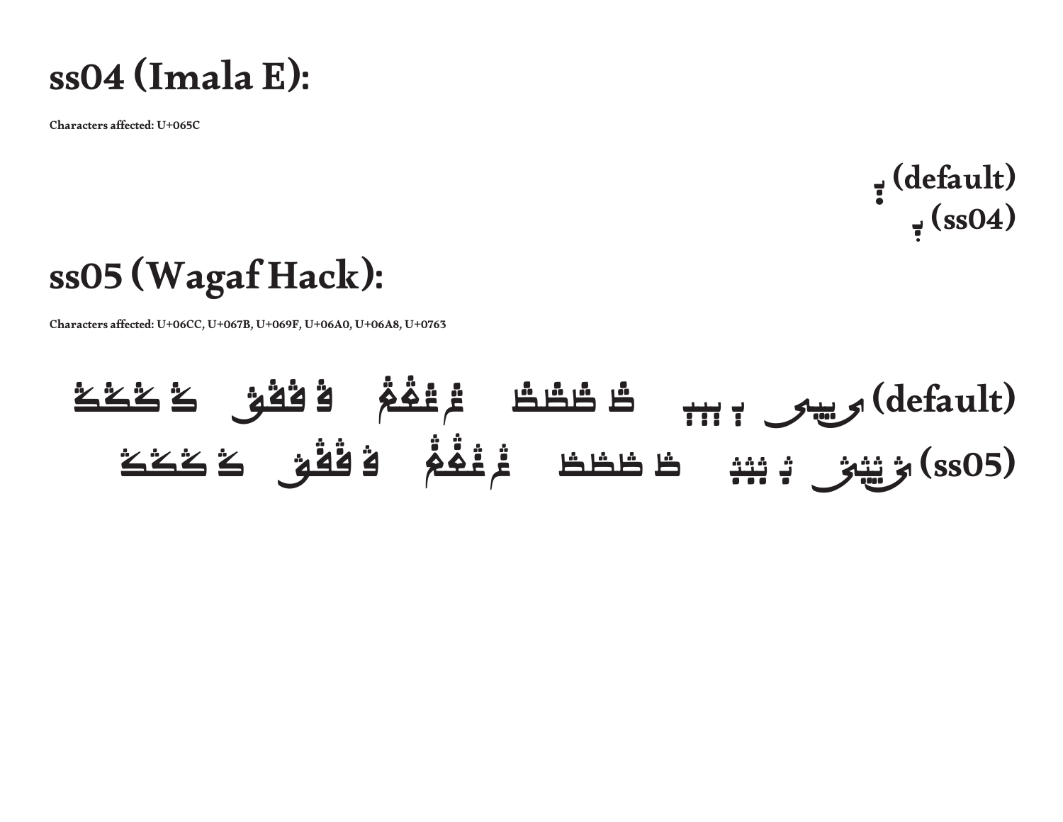# ss04 (Imala E):

**Characters affected: U+065C**

ٜب (default)

ٜب (ss04)

# ss05 (Wagaf Hack):

**Characters affected: U+06CC, U+067B, U+069F, U+06A0, U+06A8, U+0763**

ی ییی ٻ ٻٻٻ ڟ ڟڟڟ ڠ ڠڠڠ ڨ ڨڨڨ ݣ ݣݣݣ (default)

ی ییی ٻ ٻٻٻ ڟ ڟڟڟ ڠ ڠڠڠ ڨ ڨڨڨ ݣ ݣݣݣ (ss05)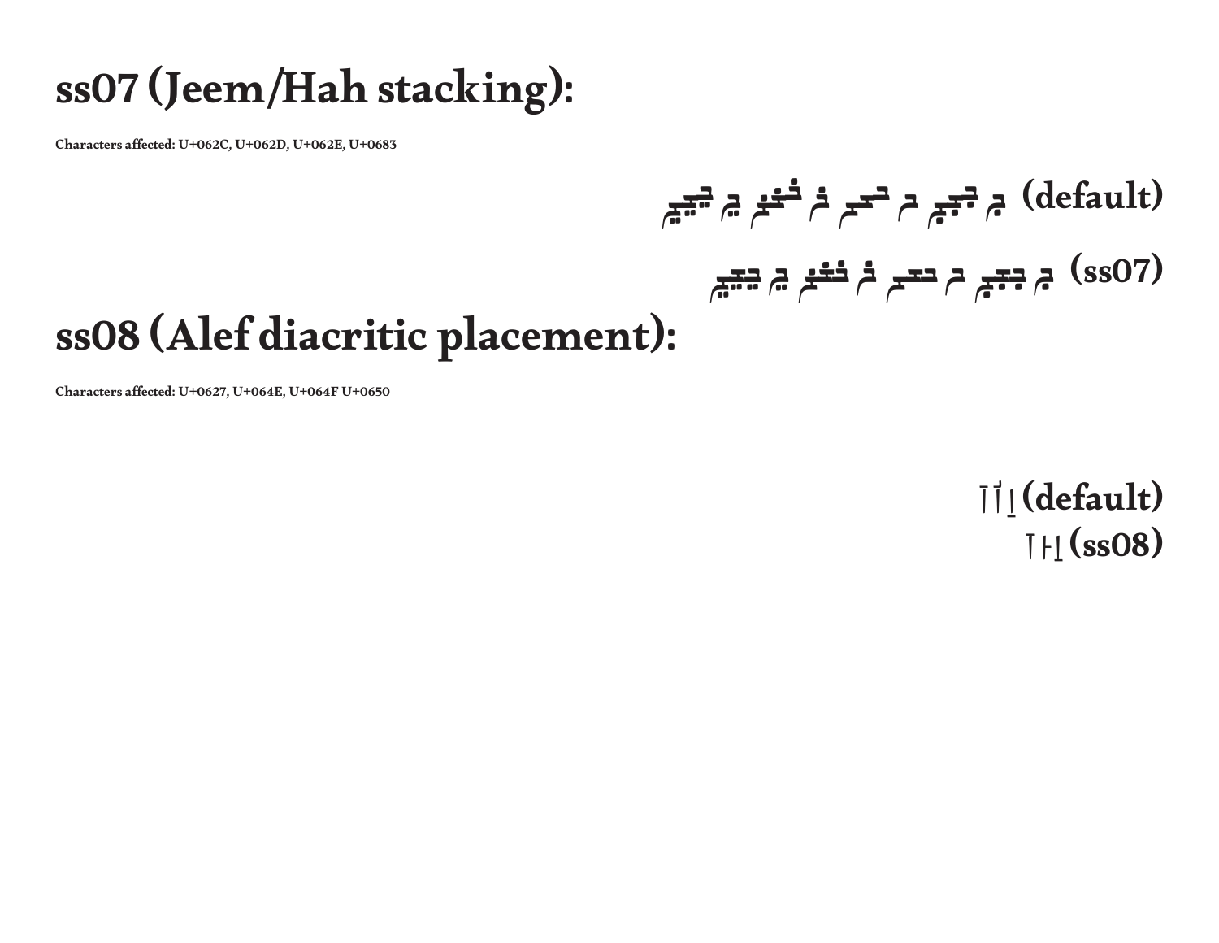# ss07 (Jeem/Hah stacking):

**Characters affected: U+062C, U+062D, U+062E, U+0683**

جم ججم حم ححم خم خخم ڃم ڃڃم (default)

جم ججم حم ححم خم خخم ڃم ڃڃم (ss07)

# ss08 (Alef diacritic placement):

**Characters affected: U+0627, U+064E, U+064F U+0650**

اَ اُ اِ (default)

اَ اُ اِ (ss08)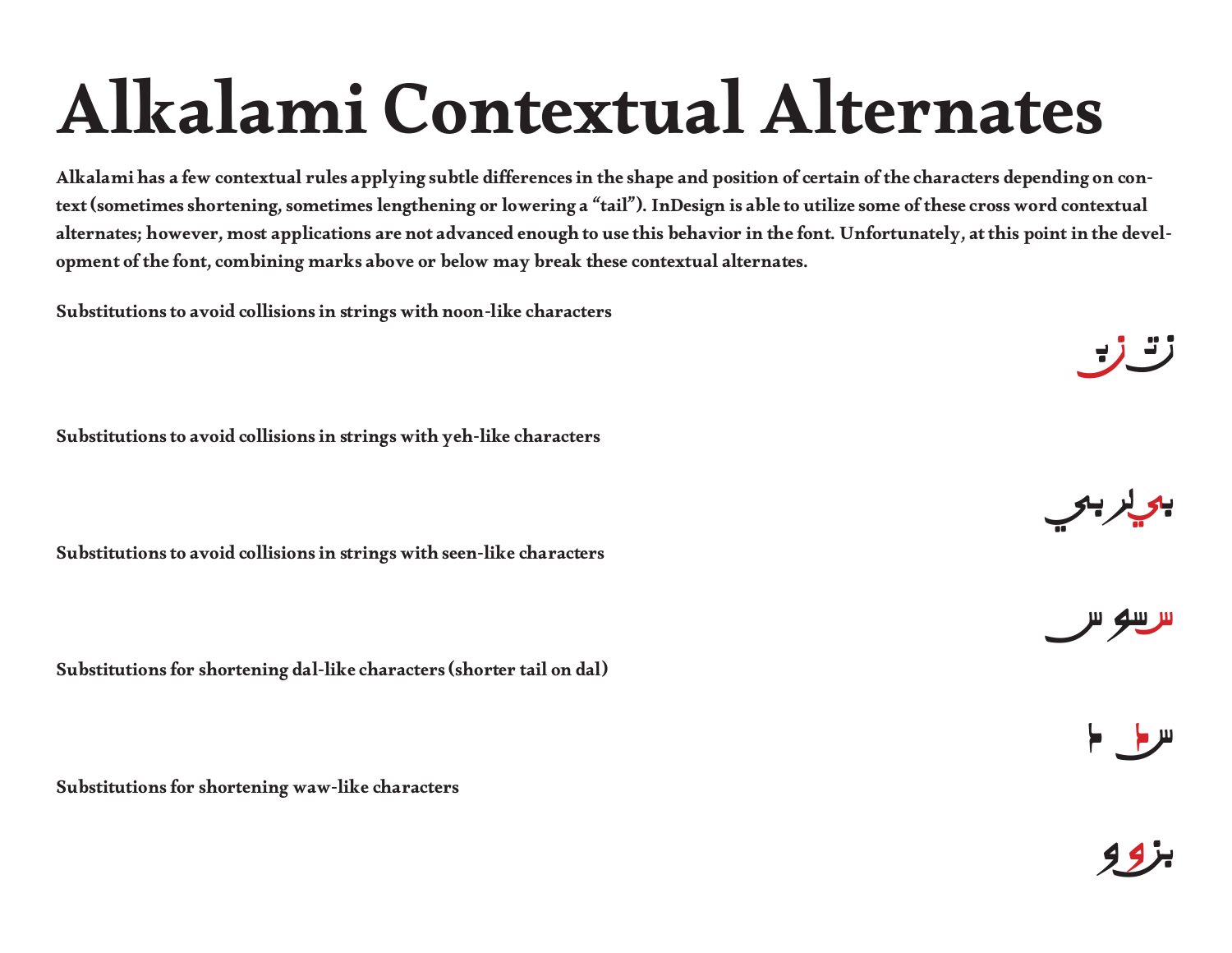# Alkalami Contextual Alternates

**Alkalami has a few contextual rules applying subtle differences in the shape and position of certain of the characters depending on context (sometimes shortening, sometimes lengthening or lowering a "tail"). InDesign is able to utilize some of these cross word contextual alternates; however, most applications are not advanced enough to use this behavior in the font. Unfortunately, at this point in the development of the font, combining marks above or below may break these contextual alternates.**

**Substitutions to avoid collisions in strings with noon-like characters**

زت زب

**Substitutions to avoid collisions in strings with yeh-like characters**

بي لربي

**Substitutions to avoid collisions in strings with seen-like characters**

سسو س

**Substitutions for shortening dal-like characters (shorter tail on dal)**

سد د

**Substitutions for shortening waw-like characters**

بزو و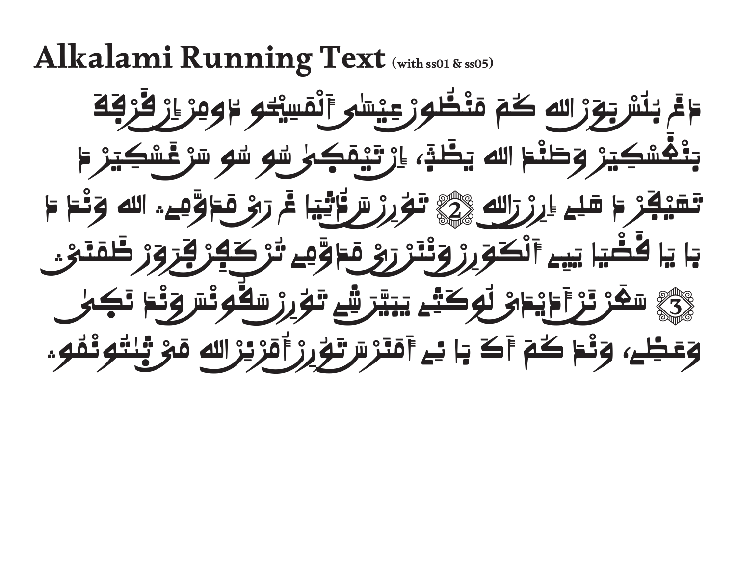# Alkalami Running Text (with ss01 & ss05)

ڤَرْڤَ اِرْ وَمِنْ تَ ٱلْقَسِيْحُو عِيْسَىٰ مَنْظُورْ كَمَ بُوْرَ الله بَلْسَ تَغَ

بَنْغَشْكِيرْ وَطَنْتَ الله يَظْثِ، اِرْتَيْمَكِىٰ سَو سَو سَرْغَشْكِيرْ تَ

تَهَيْكَرْ تَ هَلِي اِرْزَالله 2 تَوَرِزْ سَرْثِيَا غَ رَنِىْ مَتَوَّمِے. الله وَنْتَ تَ

بَا يَا فَضْيَا يَيِے اَلْكَوَرِزْ وَنْتَرْ رَنِىْ مَتَوَّمِے تُرْكَجِرْ كَرَوَرْ طَلَقَتِىْ

نَجِىٰ وَنْتَ سَفُونْسَرْ تَوَرِزْ شِے يَيَيَّرْ لَوكَثِے اَتَيْتَاىْ تَرْ سَعَرْ 3

وَعَظِے، وَنْتَ كَمَ اَكَ بَا نِے اَمَتَرْسَ تَوَرِزْ اَمَرْتِزْ الله مَىْ ثُبْلِتُو نْقَو.